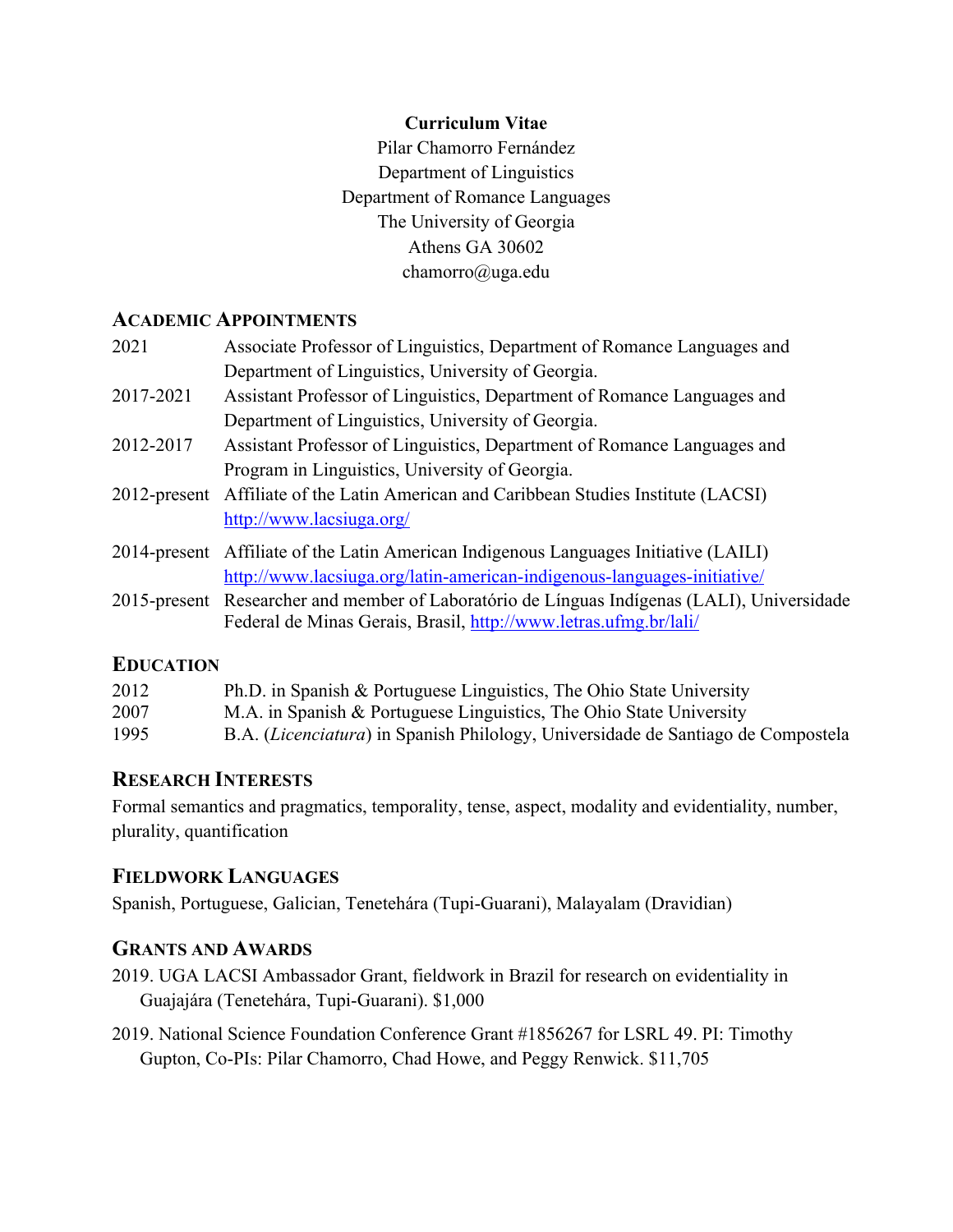**Curriculum Vitae**

Pilar Chamorro Fernández
Department of Linguistics
Department of Romance Languages
The University of Georgia
Athens GA 30602
chamorro@uga.edu

## ACADEMIC APPOINTMENTS

2021 Associate Professor of Linguistics, Department of Romance Languages and Department of Linguistics, University of Georgia.

2017-2021 Assistant Professor of Linguistics, Department of Romance Languages and Department of Linguistics, University of Georgia.

2012-2017 Assistant Professor of Linguistics, Department of Romance Languages and Program in Linguistics, University of Georgia.

2012-present Affiliate of the Latin American and Caribbean Studies Institute (LACSI) http://www.lacsiuga.org/

2014-present Affiliate of the Latin American Indigenous Languages Initiative (LAILI) http://www.lacsiuga.org/latin-american-indigenous-languages-initiative/

2015-present Researcher and member of Laboratório de Línguas Indígenas (LALI), Universidade Federal de Minas Gerais, Brasil, http://www.letras.ufmg.br/lali/

## EDUCATION

2012 Ph.D. in Spanish & Portuguese Linguistics, The Ohio State University

2007 M.A. in Spanish & Portuguese Linguistics, The Ohio State University

1995 B.A. (*Licenciatura*) in Spanish Philology, Universidade de Santiago de Compostela

## RESEARCH INTERESTS

Formal semantics and pragmatics, temporality, tense, aspect, modality and evidentiality, number, plurality, quantification

## FIELDWORK LANGUAGES

Spanish, Portuguese, Galician, Tenetehára (Tupi-Guarani), Malayalam (Dravidian)

## GRANTS AND AWARDS

2019. UGA LACSI Ambassador Grant, fieldwork in Brazil for research on evidentiality in Guajajára (Tenetehára, Tupi-Guarani). $1,000

2019. National Science Foundation Conference Grant #1856267 for LSRL 49. PI: Timothy Gupton, Co-PIs: Pilar Chamorro, Chad Howe, and Peggy Renwick. $11,705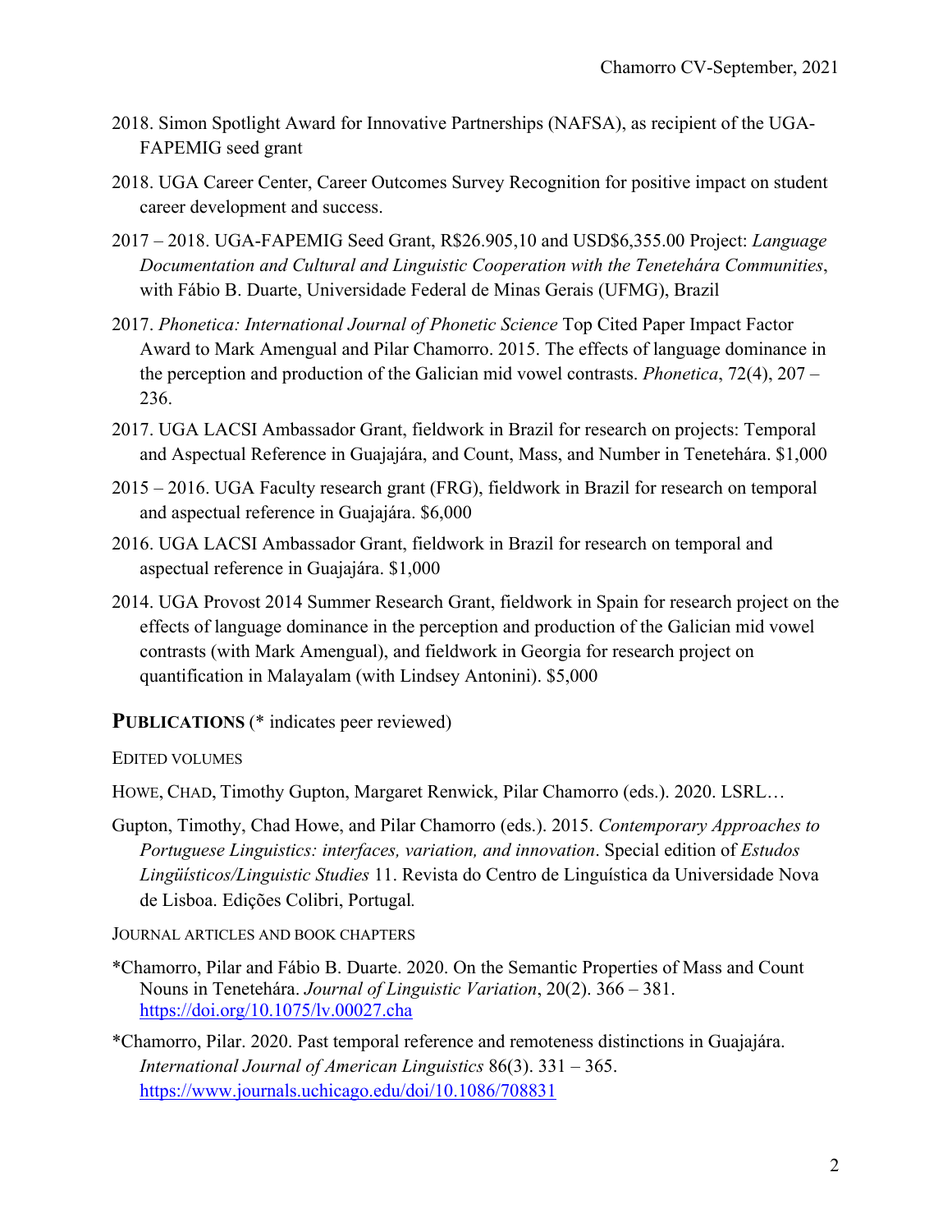2018. Simon Spotlight Award for Innovative Partnerships (NAFSA), as recipient of the UGA-FAPEMIG seed grant

2018. UGA Career Center, Career Outcomes Survey Recognition for positive impact on student career development and success.

2017 – 2018. UGA-FAPEMIG Seed Grant, R$26.905,10 and USD$6,355.00 Project: *Language Documentation and Cultural and Linguistic Cooperation with the Tenetehára Communities*, with Fábio B. Duarte, Universidade Federal de Minas Gerais (UFMG), Brazil

2017. *Phonetica: International Journal of Phonetic Science* Top Cited Paper Impact Factor Award to Mark Amengual and Pilar Chamorro. 2015. The effects of language dominance in the perception and production of the Galician mid vowel contrasts. *Phonetica*, 72(4), 207 – 236.

2017. UGA LACSI Ambassador Grant, fieldwork in Brazil for research on projects: Temporal and Aspectual Reference in Guajajára, and Count, Mass, and Number in Tenetehára. $1,000

2015 – 2016. UGA Faculty research grant (FRG), fieldwork in Brazil for research on temporal and aspectual reference in Guajajára. $6,000

2016. UGA LACSI Ambassador Grant, fieldwork in Brazil for research on temporal and aspectual reference in Guajajára. $1,000

2014. UGA Provost 2014 Summer Research Grant, fieldwork in Spain for research project on the effects of language dominance in the perception and production of the Galician mid vowel contrasts (with Mark Amengual), and fieldwork in Georgia for research project on quantification in Malayalam (with Lindsey Antonini). $5,000

## PUBLICATIONS (* indicates peer reviewed)

### EDITED VOLUMES

HOWE, CHAD, Timothy Gupton, Margaret Renwick, Pilar Chamorro (eds.). 2020. LSRL…

Gupton, Timothy, Chad Howe, and Pilar Chamorro (eds.). 2015. *Contemporary Approaches to Portuguese Linguistics: interfaces, variation, and innovation*. Special edition of *Estudos Lingüísticos/Linguistic Studies* 11. Revista do Centro de Linguística da Universidade Nova de Lisboa. Edições Colibri, Portugal.

### JOURNAL ARTICLES AND BOOK CHAPTERS

*Chamorro, Pilar and Fábio B. Duarte. 2020. On the Semantic Properties of Mass and Count Nouns in Tenetehára. *Journal of Linguistic Variation*, 20(2). 366 – 381. https://doi.org/10.1075/lv.00027.cha

*Chamorro, Pilar. 2020. Past temporal reference and remoteness distinctions in Guajajára. *International Journal of American Linguistics* 86(3). 331 – 365. https://www.journals.uchicago.edu/doi/10.1086/708831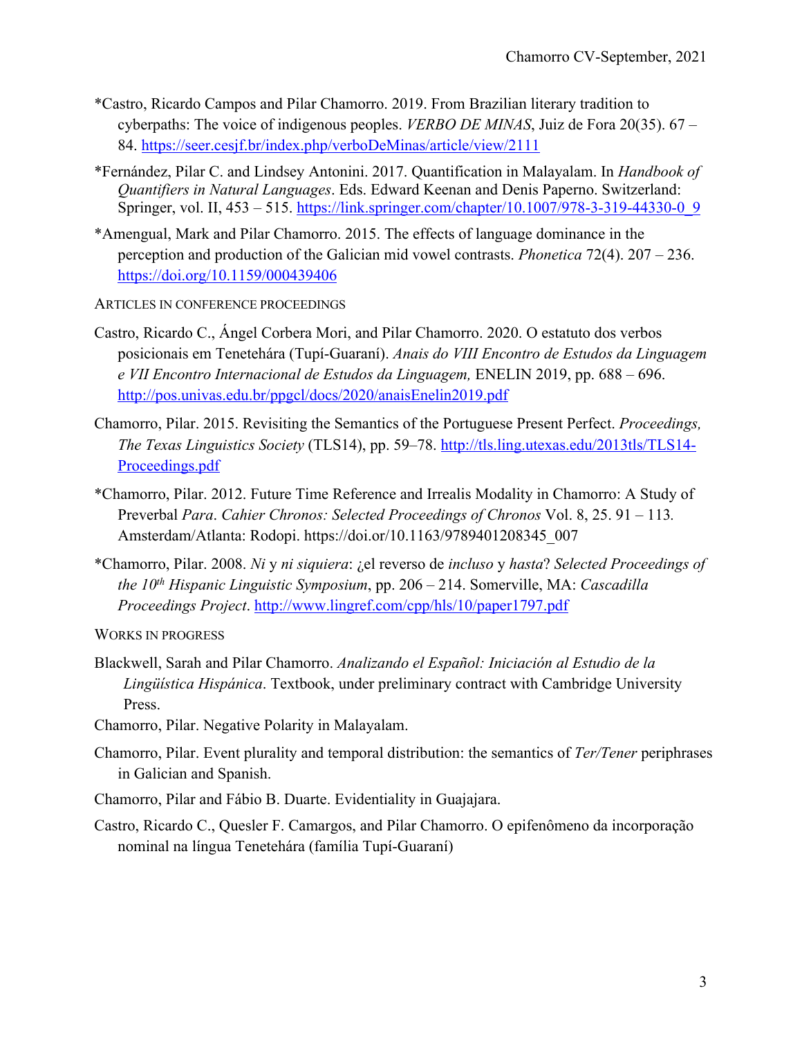*Castro, Ricardo Campos and Pilar Chamorro. 2019. From Brazilian literary tradition to cyberpaths: The voice of indigenous peoples. *VERBO DE MINAS*, Juiz de Fora 20(35). 67 – 84. https://seer.cesjf.br/index.php/verboDeMinas/article/view/2111

*Fernández, Pilar C. and Lindsey Antonini. 2017. Quantification in Malayalam. In *Handbook of Quantifiers in Natural Languages*. Eds. Edward Keenan and Denis Paperno. Switzerland: Springer, vol. II, 453 – 515. https://link.springer.com/chapter/10.1007/978-3-319-44330-0_9

*Amengual, Mark and Pilar Chamorro. 2015. The effects of language dominance in the perception and production of the Galician mid vowel contrasts. *Phonetica* 72(4). 207 – 236. https://doi.org/10.1159/000439406

ARTICLES IN CONFERENCE PROCEEDINGS

Castro, Ricardo C., Ángel Corbera Mori, and Pilar Chamorro. 2020. O estatuto dos verbos posicionais em Tenetehára (Tupí-Guaraní). *Anais do VIII Encontro de Estudos da Linguagem e VII Encontro Internacional de Estudos da Linguagem,* ENELIN 2019, pp. 688 – 696. http://pos.univas.edu.br/ppgcl/docs/2020/anaisEnelin2019.pdf

Chamorro, Pilar. 2015. Revisiting the Semantics of the Portuguese Present Perfect. *Proceedings, The Texas Linguistics Society* (TLS14), pp. 59–78. http://tls.ling.utexas.edu/2013tls/TLS14-Proceedings.pdf

*Chamorro, Pilar. 2012. Future Time Reference and Irrealis Modality in Chamorro: A Study of Preverbal *Para*. *Cahier Chronos: Selected Proceedings of Chronos* Vol. 8, 25. 91 – 113. Amsterdam/Atlanta: Rodopi. https://doi.or/10.1163/9789401208345_007

*Chamorro, Pilar. 2008. *Ni* y *ni siquiera*: ¿el reverso de *incluso* y *hasta*? *Selected Proceedings of the 10th Hispanic Linguistic Symposium*, pp. 206 – 214. Somerville, MA: *Cascadilla Proceedings Project*. http://www.lingref.com/cpp/hls/10/paper1797.pdf

WORKS IN PROGRESS

Blackwell, Sarah and Pilar Chamorro. *Analizando el Español: Iniciación al Estudio de la Lingüística Hispánica*. Textbook, under preliminary contract with Cambridge University Press.

Chamorro, Pilar. Negative Polarity in Malayalam.

Chamorro, Pilar. Event plurality and temporal distribution: the semantics of *Ter/Tener* periphrases in Galician and Spanish.

Chamorro, Pilar and Fábio B. Duarte. Evidentiality in Guajajara.

Castro, Ricardo C., Quesler F. Camargos, and Pilar Chamorro. O epifenômeno da incorporação nominal na língua Tenetehára (família Tupí-Guaraní)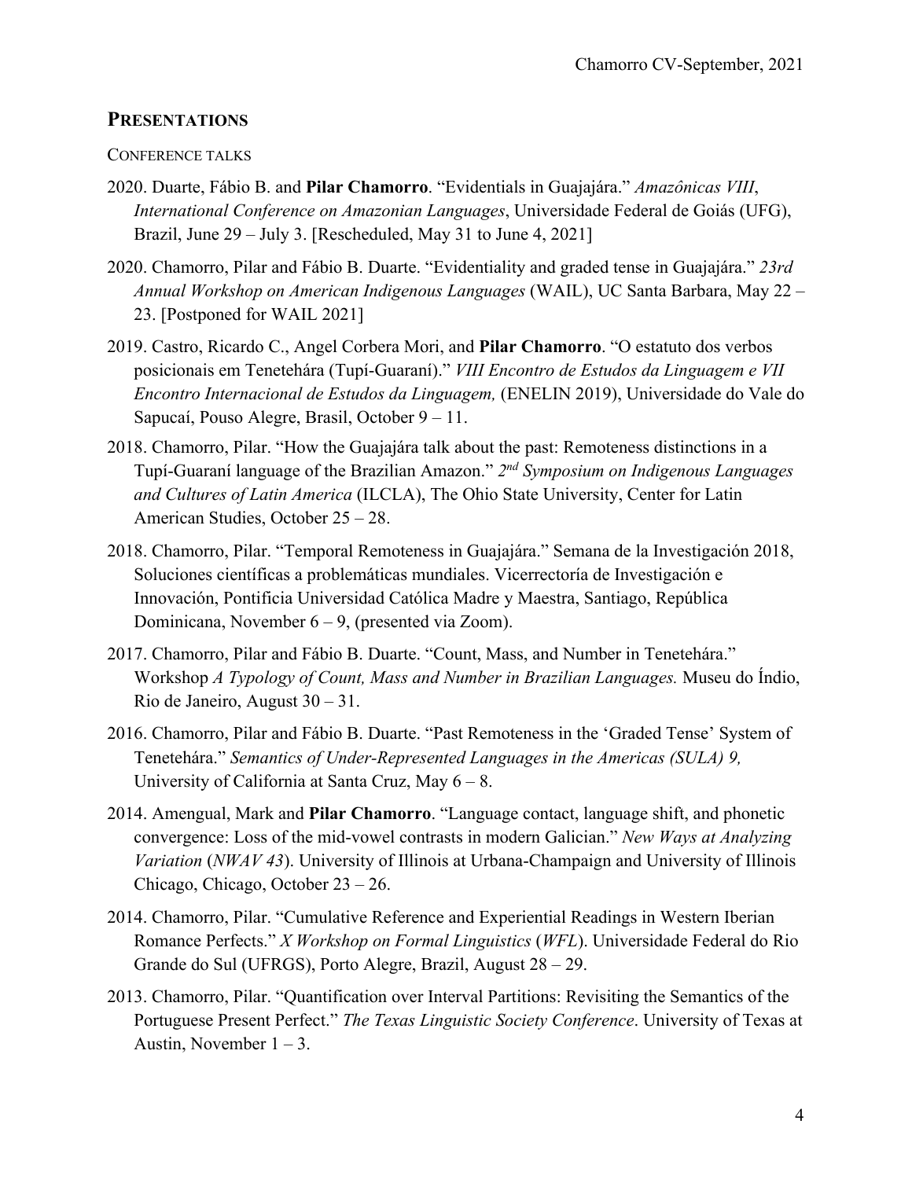## PRESENTATIONS

CONFERENCE TALKS

2020. Duarte, Fábio B. and **Pilar Chamorro**. "Evidentials in Guajajára." *Amazônicas VIII*, *International Conference on Amazonian Languages*, Universidade Federal de Goiás (UFG), Brazil, June 29 – July 3. [Rescheduled, May 31 to June 4, 2021]

2020. Chamorro, Pilar and Fábio B. Duarte. "Evidentiality and graded tense in Guajajára." *23rd Annual Workshop on American Indigenous Languages* (WAIL), UC Santa Barbara, May 22 – 23. [Postponed for WAIL 2021]

2019. Castro, Ricardo C., Angel Corbera Mori, and **Pilar Chamorro**. "O estatuto dos verbos posicionais em Tenetehára (Tupí-Guaraní)." *VIII Encontro de Estudos da Linguagem e VII Encontro Internacional de Estudos da Linguagem,* (ENELIN 2019), Universidade do Vale do Sapucaí, Pouso Alegre, Brasil, October 9 – 11.

2018. Chamorro, Pilar. "How the Guajajára talk about the past: Remoteness distinctions in a Tupí-Guaraní language of the Brazilian Amazon." *2nd Symposium on Indigenous Languages and Cultures of Latin America* (ILCLA), The Ohio State University, Center for Latin American Studies, October 25 – 28.

2018. Chamorro, Pilar. "Temporal Remoteness in Guajajára." Semana de la Investigación 2018, Soluciones científicas a problemáticas mundiales. Vicerrectoría de Investigación e Innovación, Pontificia Universidad Católica Madre y Maestra, Santiago, República Dominicana, November 6 – 9, (presented via Zoom).

2017. Chamorro, Pilar and Fábio B. Duarte. "Count, Mass, and Number in Tenetehára." Workshop *A Typology of Count, Mass and Number in Brazilian Languages.* Museu do Índio, Rio de Janeiro, August 30 – 31.

2016. Chamorro, Pilar and Fábio B. Duarte. "Past Remoteness in the 'Graded Tense' System of Tenetehára." *Semantics of Under-Represented Languages in the Americas (SULA) 9,* University of California at Santa Cruz, May 6 – 8.

2014. Amengual, Mark and **Pilar Chamorro**. "Language contact, language shift, and phonetic convergence: Loss of the mid-vowel contrasts in modern Galician." *New Ways at Analyzing Variation* (*NWAV 43*). University of Illinois at Urbana-Champaign and University of Illinois Chicago, Chicago, October 23 – 26.

2014. Chamorro, Pilar. "Cumulative Reference and Experiential Readings in Western Iberian Romance Perfects." *X Workshop on Formal Linguistics* (*WFL*). Universidade Federal do Rio Grande do Sul (UFRGS), Porto Alegre, Brazil, August 28 – 29.

2013. Chamorro, Pilar. "Quantification over Interval Partitions: Revisiting the Semantics of the Portuguese Present Perfect." *The Texas Linguistic Society Conference*. University of Texas at Austin, November 1 – 3.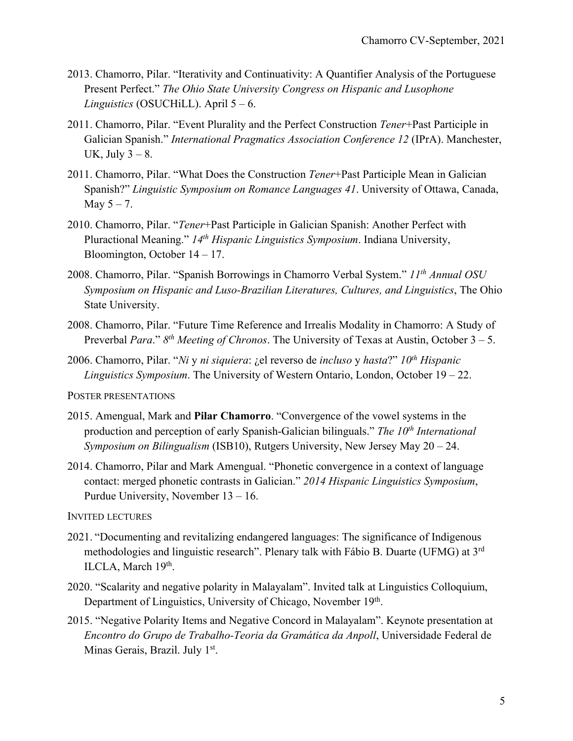2013. Chamorro, Pilar. "Iterativity and Continuativity: A Quantifier Analysis of the Portuguese Present Perfect." *The Ohio State University Congress on Hispanic and Lusophone Linguistics* (OSUCHiLL). April 5 – 6.

2011. Chamorro, Pilar. "Event Plurality and the Perfect Construction *Tener*+Past Participle in Galician Spanish." *International Pragmatics Association Conference 12* (IPrA). Manchester, UK, July 3 – 8.

2011. Chamorro, Pilar. "What Does the Construction *Tener*+Past Participle Mean in Galician Spanish?" *Linguistic Symposium on Romance Languages 41*. University of Ottawa, Canada, May 5 – 7.

2010. Chamorro, Pilar. "*Tener*+Past Participle in Galician Spanish: Another Perfect with Pluractional Meaning." *14th Hispanic Linguistics Symposium*. Indiana University, Bloomington, October 14 – 17.

2008. Chamorro, Pilar. "Spanish Borrowings in Chamorro Verbal System." *11th Annual OSU Symposium on Hispanic and Luso-Brazilian Literatures, Cultures, and Linguistics*, The Ohio State University.

2008. Chamorro, Pilar. "Future Time Reference and Irrealis Modality in Chamorro: A Study of Preverbal *Para*." *8th Meeting of Chronos*. The University of Texas at Austin, October 3 – 5.

2006. Chamorro, Pilar. "*Ni* y *ni siquiera*: ¿el reverso de *incluso* y *hasta*?" *10th Hispanic Linguistics Symposium*. The University of Western Ontario, London, October 19 – 22.

POSTER PRESENTATIONS

2015. Amengual, Mark and **Pilar Chamorro**. "Convergence of the vowel systems in the production and perception of early Spanish-Galician bilinguals." *The 10th International Symposium on Bilingualism* (ISB10), Rutgers University, New Jersey May 20 – 24.

2014. Chamorro, Pilar and Mark Amengual. "Phonetic convergence in a context of language contact: merged phonetic contrasts in Galician." *2014 Hispanic Linguistics Symposium*, Purdue University, November 13 – 16.

INVITED LECTURES

2021. "Documenting and revitalizing endangered languages: The significance of Indigenous methodologies and linguistic research". Plenary talk with Fábio B. Duarte (UFMG) at 3rd ILCLA, March 19th.

2020. "Scalarity and negative polarity in Malayalam". Invited talk at Linguistics Colloquium, Department of Linguistics, University of Chicago, November 19th.

2015. "Negative Polarity Items and Negative Concord in Malayalam". Keynote presentation at *Encontro do Grupo de Trabalho-Teoria da Gramática da Anpoll*, Universidade Federal de Minas Gerais, Brazil. July 1st.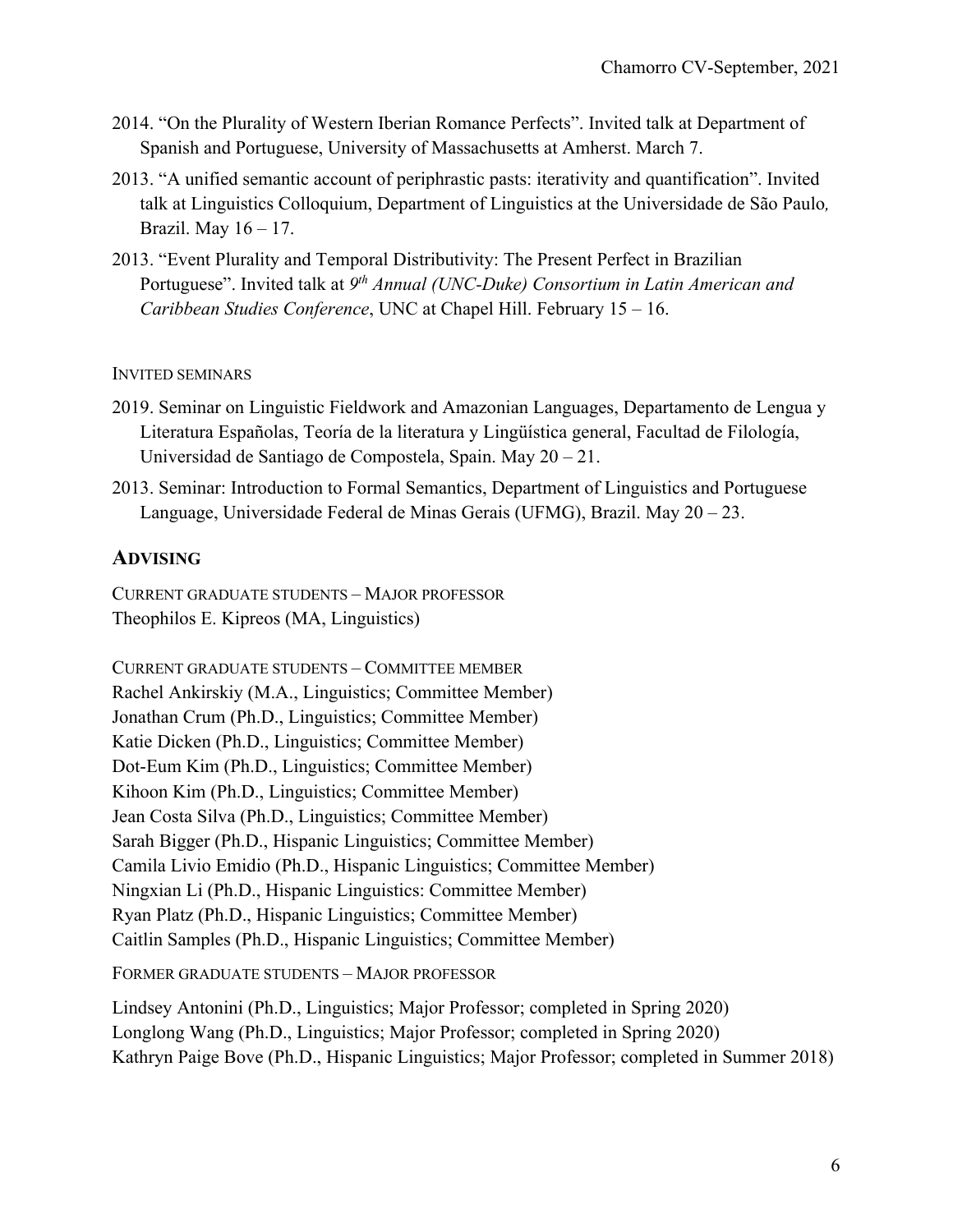2014. "On the Plurality of Western Iberian Romance Perfects". Invited talk at Department of Spanish and Portuguese, University of Massachusetts at Amherst. March 7.

2013. "A unified semantic account of periphrastic pasts: iterativity and quantification". Invited talk at Linguistics Colloquium, Department of Linguistics at the Universidade de São Paulo*,* Brazil. May 16 – 17.

2013. "Event Plurality and Temporal Distributivity: The Present Perfect in Brazilian Portuguese". Invited talk at *9th Annual (UNC-Duke) Consortium in Latin American and Caribbean Studies Conference*, UNC at Chapel Hill. February 15 – 16.

INVITED SEMINARS

2019. Seminar on Linguistic Fieldwork and Amazonian Languages, Departamento de Lengua y Literatura Españolas, Teoría de la literatura y Lingüística general, Facultad de Filología, Universidad de Santiago de Compostela, Spain. May 20 – 21.

2013. Seminar: Introduction to Formal Semantics, Department of Linguistics and Portuguese Language, Universidade Federal de Minas Gerais (UFMG), Brazil. May 20 – 23.

## ADVISING

CURRENT GRADUATE STUDENTS – MAJOR PROFESSOR

Theophilos E. Kipreos (MA, Linguistics)

CURRENT GRADUATE STUDENTS – COMMITTEE MEMBER

Rachel Ankirskiy (M.A., Linguistics; Committee Member)
Jonathan Crum (Ph.D., Linguistics; Committee Member)
Katie Dicken (Ph.D., Linguistics; Committee Member)
Dot-Eum Kim (Ph.D., Linguistics; Committee Member)
Kihoon Kim (Ph.D., Linguistics; Committee Member)
Jean Costa Silva (Ph.D., Linguistics; Committee Member)
Sarah Bigger (Ph.D., Hispanic Linguistics; Committee Member)
Camila Livio Emidio (Ph.D., Hispanic Linguistics; Committee Member)
Ningxian Li (Ph.D., Hispanic Linguistics: Committee Member)
Ryan Platz (Ph.D., Hispanic Linguistics; Committee Member)
Caitlin Samples (Ph.D., Hispanic Linguistics; Committee Member)

FORMER GRADUATE STUDENTS – MAJOR PROFESSOR

Lindsey Antonini (Ph.D., Linguistics; Major Professor; completed in Spring 2020)
Longlong Wang (Ph.D., Linguistics; Major Professor; completed in Spring 2020)
Kathryn Paige Bove (Ph.D., Hispanic Linguistics; Major Professor; completed in Summer 2018)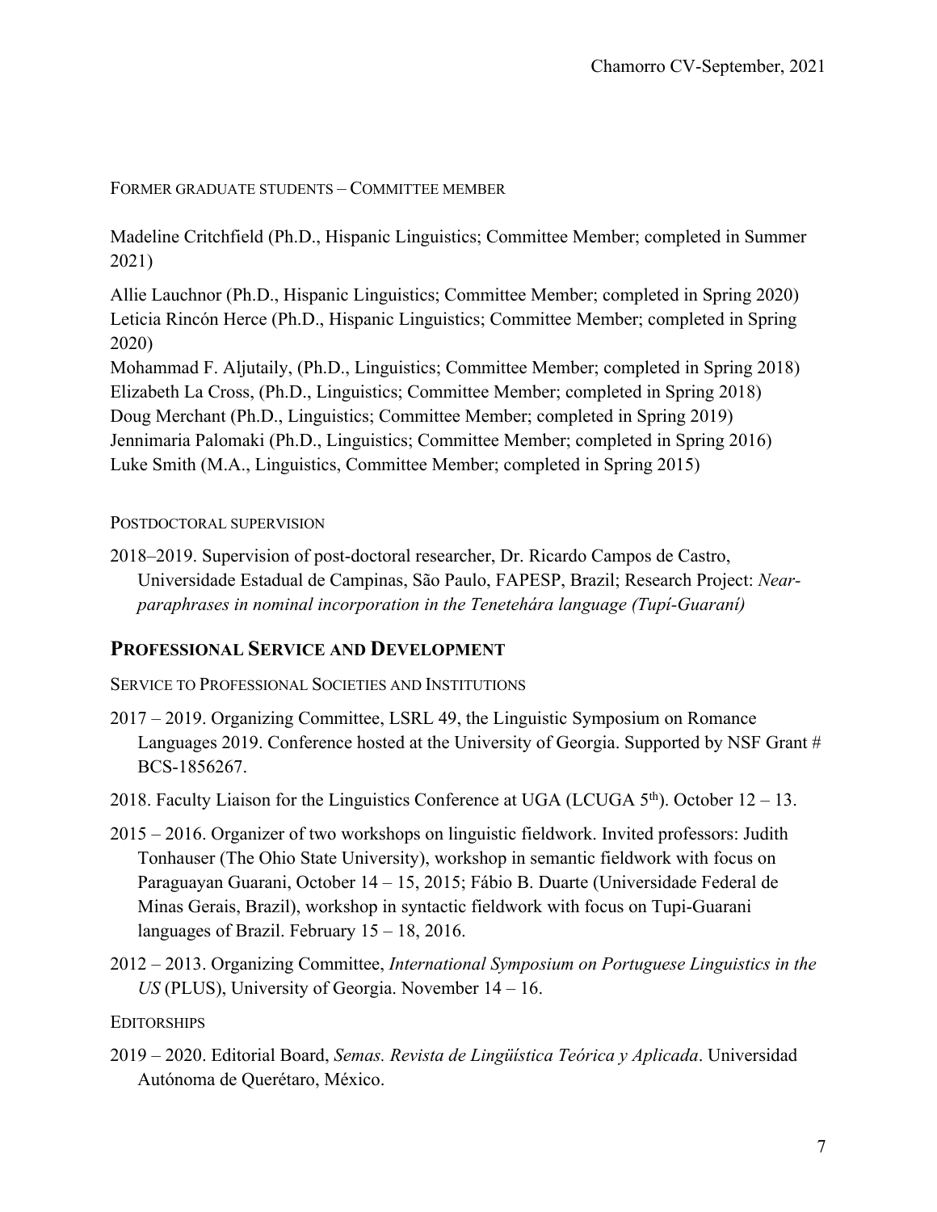FORMER GRADUATE STUDENTS – COMMITTEE MEMBER

Madeline Critchfield (Ph.D., Hispanic Linguistics; Committee Member; completed in Summer 2021)

Allie Lauchnor (Ph.D., Hispanic Linguistics; Committee Member; completed in Spring 2020)
Leticia Rincón Herce (Ph.D., Hispanic Linguistics; Committee Member; completed in Spring 2020)
Mohammad F. Aljutaily, (Ph.D., Linguistics; Committee Member; completed in Spring 2018)
Elizabeth La Cross, (Ph.D., Linguistics; Committee Member; completed in Spring 2018)
Doug Merchant (Ph.D., Linguistics; Committee Member; completed in Spring 2019)
Jennimaria Palomaki (Ph.D., Linguistics; Committee Member; completed in Spring 2016)
Luke Smith (M.A., Linguistics, Committee Member; completed in Spring 2015)

POSTDOCTORAL SUPERVISION

2018–2019. Supervision of post-doctoral researcher, Dr. Ricardo Campos de Castro, Universidade Estadual de Campinas, São Paulo, FAPESP, Brazil; Research Project: *Near-paraphrases in nominal incorporation in the Tenetehára language (Tupí-Guaraní)*

## PROFESSIONAL SERVICE AND DEVELOPMENT

SERVICE TO PROFESSIONAL SOCIETIES AND INSTITUTIONS

2017 – 2019. Organizing Committee, LSRL 49, the Linguistic Symposium on Romance Languages 2019. Conference hosted at the University of Georgia. Supported by NSF Grant # BCS-1856267.

2018. Faculty Liaison for the Linguistics Conference at UGA (LCUGA 5th). October 12 – 13.

2015 – 2016. Organizer of two workshops on linguistic fieldwork. Invited professors: Judith Tonhauser (The Ohio State University), workshop in semantic fieldwork with focus on Paraguayan Guarani, October 14 – 15, 2015; Fábio B. Duarte (Universidade Federal de Minas Gerais, Brazil), workshop in syntactic fieldwork with focus on Tupi-Guarani languages of Brazil. February 15 – 18, 2016.

2012 – 2013. Organizing Committee, *International Symposium on Portuguese Linguistics in the US* (PLUS), University of Georgia. November 14 – 16.

EDITORSHIPS

2019 – 2020. Editorial Board, *Semas. Revista de Lingüística Teórica y Aplicada*. Universidad Autónoma de Querétaro, México.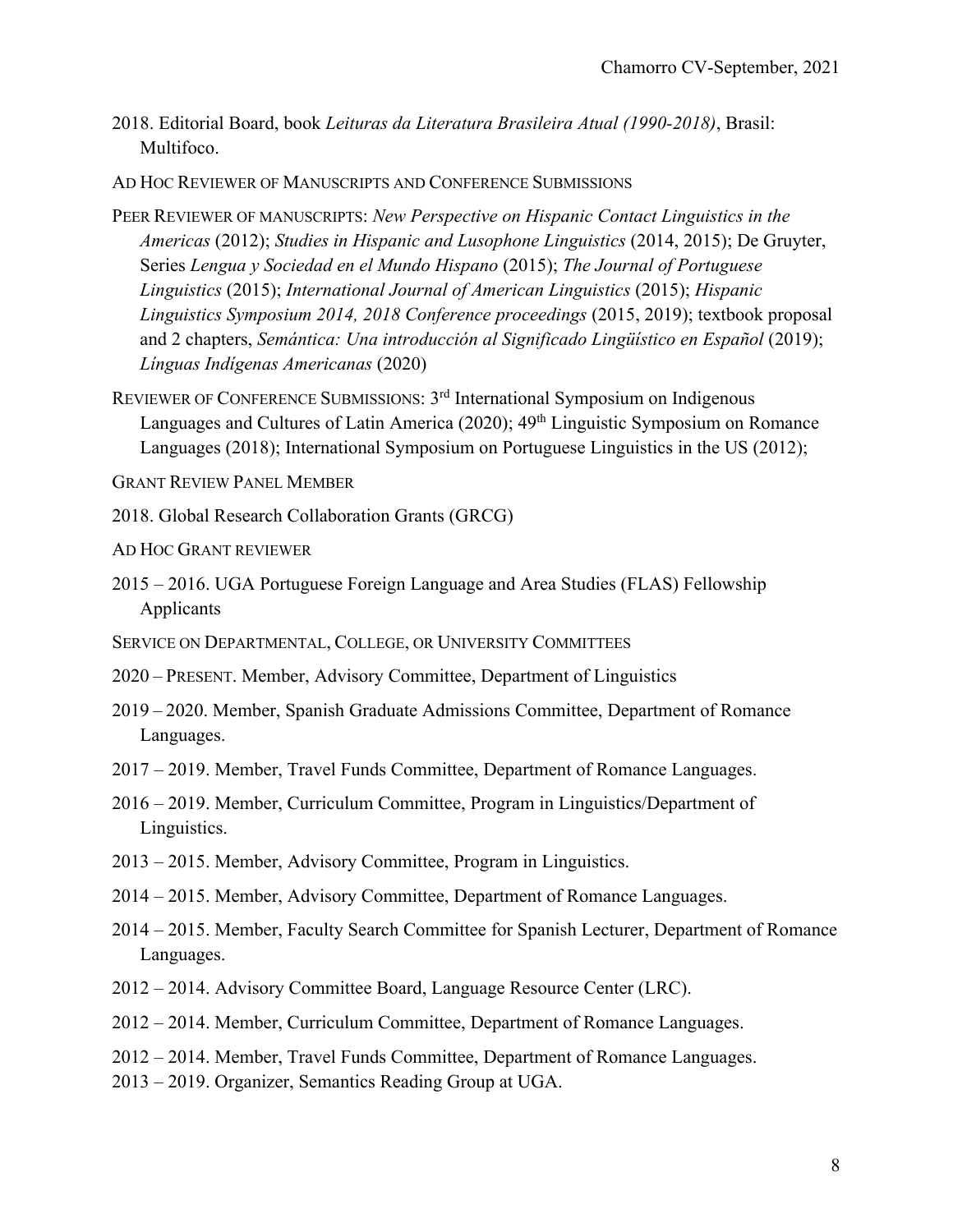2018. Editorial Board, book *Leituras da Literatura Brasileira Atual (1990-2018)*, Brasil: Multifoco.

AD HOC REVIEWER OF MANUSCRIPTS AND CONFERENCE SUBMISSIONS

PEER REVIEWER OF MANUSCRIPTS: *New Perspective on Hispanic Contact Linguistics in the Americas* (2012); *Studies in Hispanic and Lusophone Linguistics* (2014, 2015); De Gruyter, Series *Lengua y Sociedad en el Mundo Hispano* (2015); *The Journal of Portuguese Linguistics* (2015); *International Journal of American Linguistics* (2015); *Hispanic Linguistics Symposium 2014, 2018 Conference proceedings* (2015, 2019); textbook proposal and 2 chapters, *Semántica: Una introducción al Significado Lingüístico en Español* (2019); *Línguas Indígenas Americanas* (2020)

REVIEWER OF CONFERENCE SUBMISSIONS: 3rd International Symposium on Indigenous Languages and Cultures of Latin America (2020); 49th Linguistic Symposium on Romance Languages (2018); International Symposium on Portuguese Linguistics in the US (2012);

GRANT REVIEW PANEL MEMBER

2018. Global Research Collaboration Grants (GRCG)

AD HOC GRANT REVIEWER

2015 – 2016. UGA Portuguese Foreign Language and Area Studies (FLAS) Fellowship Applicants

SERVICE ON DEPARTMENTAL, COLLEGE, OR UNIVERSITY COMMITTEES

2020 – PRESENT. Member, Advisory Committee, Department of Linguistics

2019 – 2020. Member, Spanish Graduate Admissions Committee, Department of Romance Languages.

2017 – 2019. Member, Travel Funds Committee, Department of Romance Languages.

2016 – 2019. Member, Curriculum Committee, Program in Linguistics/Department of Linguistics.

2013 – 2015. Member, Advisory Committee, Program in Linguistics.

2014 – 2015. Member, Advisory Committee, Department of Romance Languages.

2014 – 2015. Member, Faculty Search Committee for Spanish Lecturer, Department of Romance Languages.

2012 – 2014. Advisory Committee Board, Language Resource Center (LRC).

2012 – 2014. Member, Curriculum Committee, Department of Romance Languages.

2012 – 2014. Member, Travel Funds Committee, Department of Romance Languages.

2013 – 2019. Organizer, Semantics Reading Group at UGA.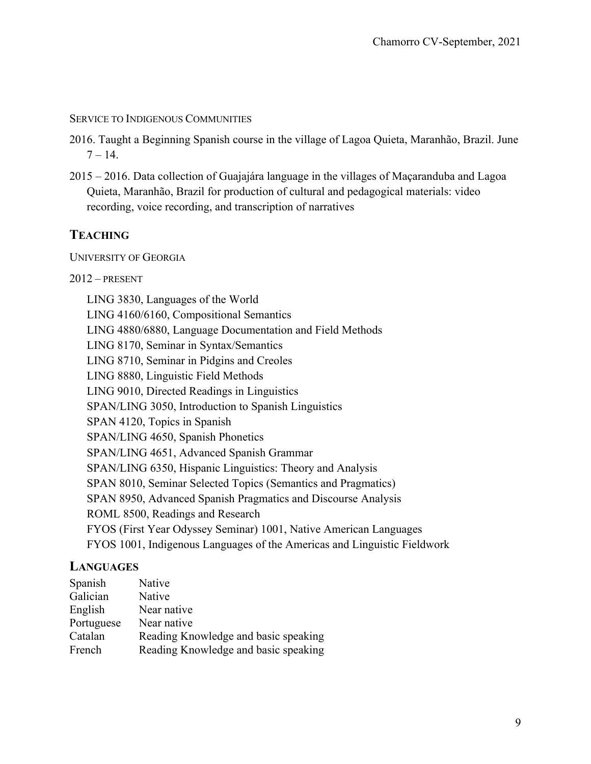SERVICE TO INDIGENOUS COMMUNITIES

2016. Taught a Beginning Spanish course in the village of Lagoa Quieta, Maranhão, Brazil. June 7 – 14.

2015 – 2016. Data collection of Guajajára language in the villages of Maçaranduba and Lagoa Quieta, Maranhão, Brazil for production of cultural and pedagogical materials: video recording, voice recording, and transcription of narratives

## TEACHING

UNIVERSITY OF GEORGIA

2012 – PRESENT

LING 3830, Languages of the World
LING 4160/6160, Compositional Semantics
LING 4880/6880, Language Documentation and Field Methods
LING 8170, Seminar in Syntax/Semantics
LING 8710, Seminar in Pidgins and Creoles
LING 8880, Linguistic Field Methods
LING 9010, Directed Readings in Linguistics
SPAN/LING 3050, Introduction to Spanish Linguistics
SPAN 4120, Topics in Spanish
SPAN/LING 4650, Spanish Phonetics
SPAN/LING 4651, Advanced Spanish Grammar
SPAN/LING 6350, Hispanic Linguistics: Theory and Analysis
SPAN 8010, Seminar Selected Topics (Semantics and Pragmatics)
SPAN 8950, Advanced Spanish Pragmatics and Discourse Analysis
ROML 8500, Readings and Research
FYOS (First Year Odyssey Seminar) 1001, Native American Languages
FYOS 1001, Indigenous Languages of the Americas and Linguistic Fieldwork

## LANGUAGES

| | |
|---|---|
| Spanish | Native |
| Galician | Native |
| English | Near native |
| Portuguese | Near native |
| Catalan | Reading Knowledge and basic speaking |
| French | Reading Knowledge and basic speaking |